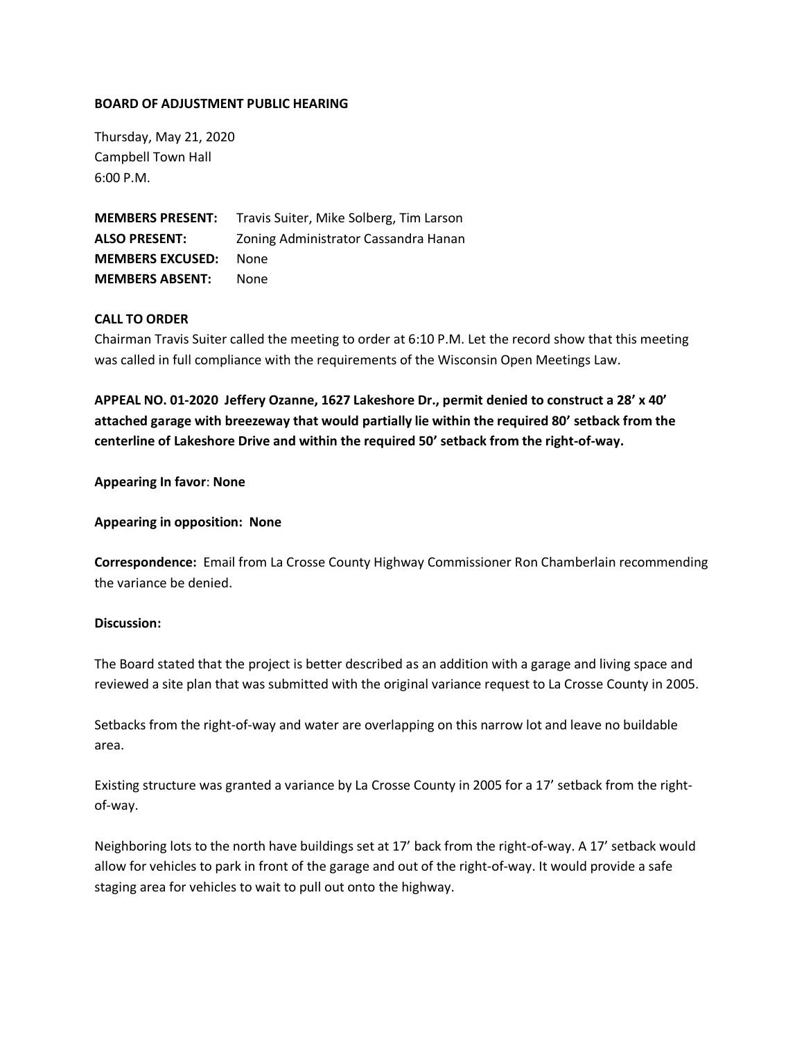**BOARD OF ADJUSTMENT PUBLIC HEARING**

Thursday, May 21, 2020
Campbell Town Hall
6:00 P.M.

**MEMBERS PRESENT:** Travis Suiter, Mike Solberg, Tim Larson
**ALSO PRESENT:** Zoning Administrator Cassandra Hanan
**MEMBERS EXCUSED:** None
**MEMBERS ABSENT:** None

**CALL TO ORDER**

Chairman Travis Suiter called the meeting to order at 6:10 P.M. Let the record show that this meeting was called in full compliance with the requirements of the Wisconsin Open Meetings Law.

**APPEAL NO. 01-2020 Jeffery Ozanne, 1627 Lakeshore Dr., permit denied to construct a 28' x 40' attached garage with breezeway that would partially lie within the required 80' setback from the centerline of Lakeshore Drive and within the required 50' setback from the right-of-way.**

**Appearing In favor**: **None**

**Appearing in opposition: None**

**Correspondence:** Email from La Crosse County Highway Commissioner Ron Chamberlain recommending the variance be denied.

**Discussion:**

The Board stated that the project is better described as an addition with a garage and living space and reviewed a site plan that was submitted with the original variance request to La Crosse County in 2005.

Setbacks from the right-of-way and water are overlapping on this narrow lot and leave no buildable area.

Existing structure was granted a variance by La Crosse County in 2005 for a 17' setback from the right-of-way.

Neighboring lots to the north have buildings set at 17' back from the right-of-way. A 17' setback would allow for vehicles to park in front of the garage and out of the right-of-way. It would provide a safe staging area for vehicles to wait to pull out onto the highway.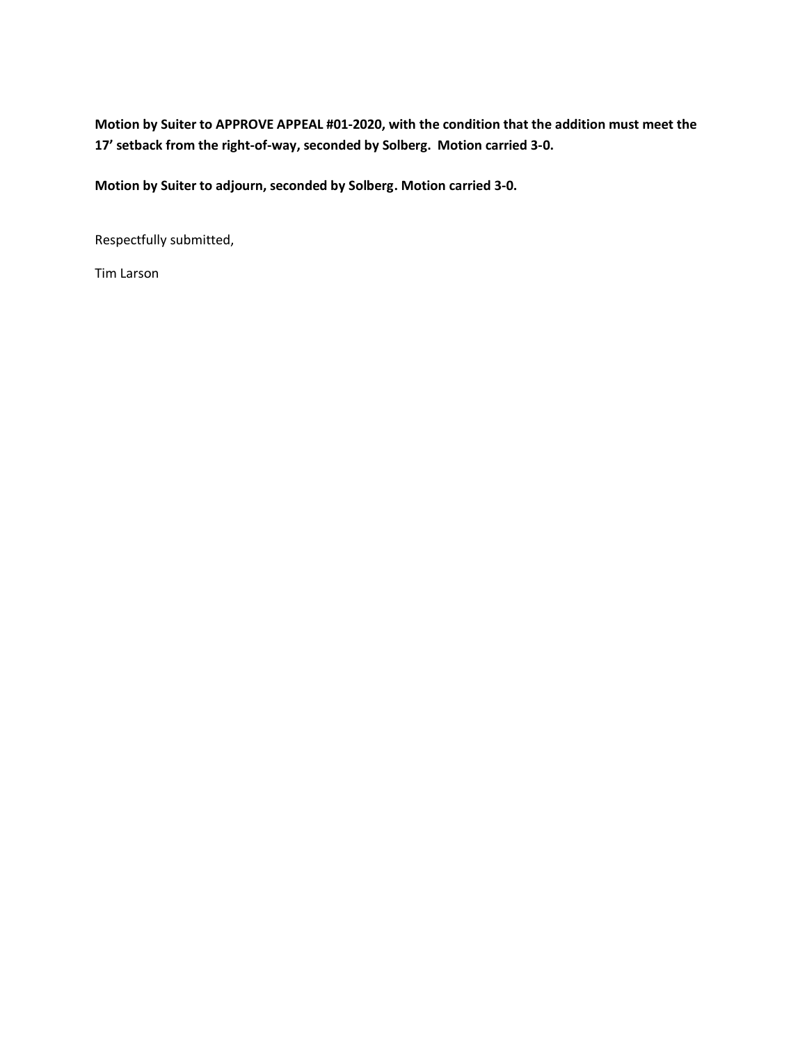**Motion by Suiter to APPROVE APPEAL #01-2020, with the condition that the addition must meet the 17' setback from the right-of-way, seconded by Solberg. Motion carried 3-0.**

**Motion by Suiter to adjourn, seconded by Solberg. Motion carried 3-0.**

Respectfully submitted,

Tim Larson